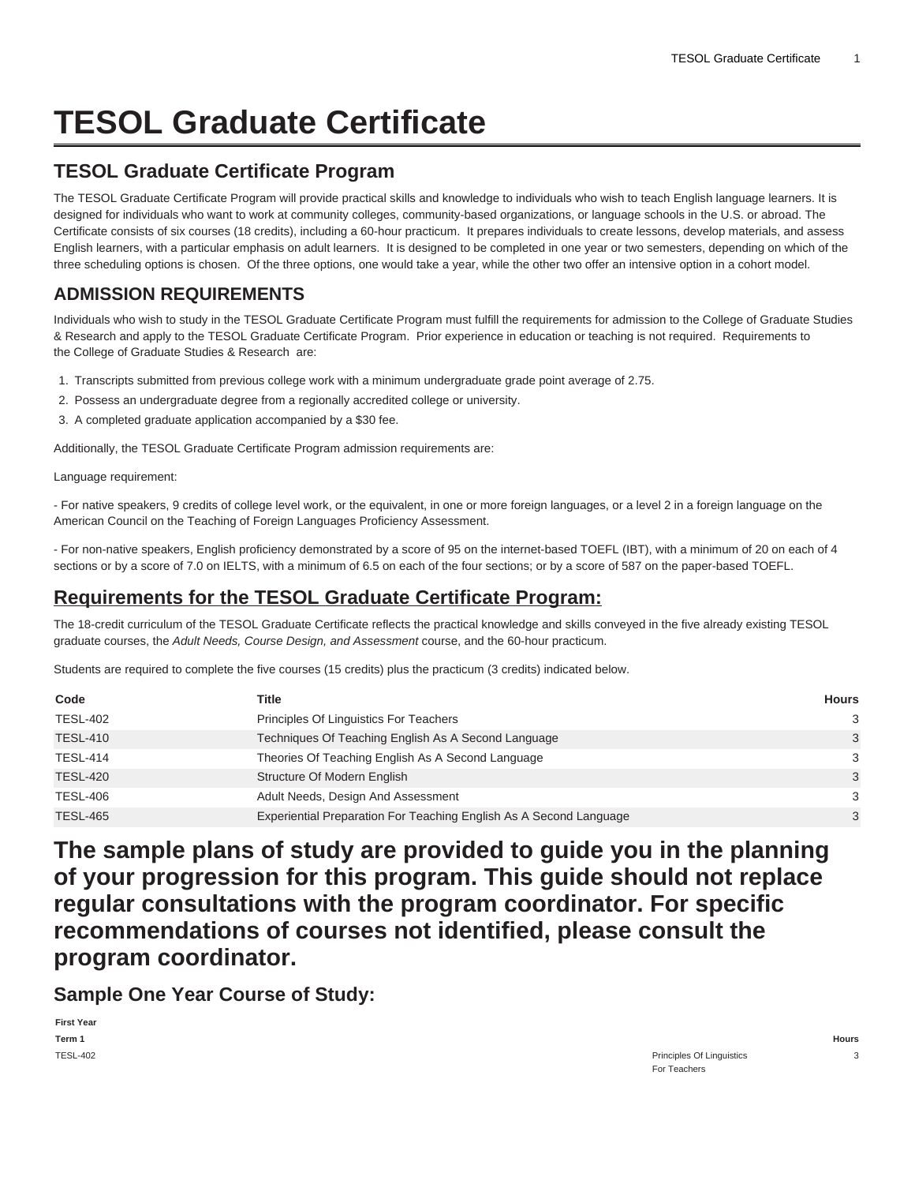# TESOL Graduate Certificate

## TESOL Graduate Certificate Program

The TESOL Graduate Certificate Program will provide practical skills and knowledge to individuals who wish to teach English language learners. It is designed for individuals who want to work at community colleges, community-based organizations, or language schools in the U.S. or abroad. The Certificate consists of six courses (18 credits), including a 60-hour practicum. It prepares individuals to create lessons, develop materials, and assess English learners, with a particular emphasis on adult learners. It is designed to be completed in one year or two semesters, depending on which of the three scheduling options is chosen. Of the three options, one would take a year, while the other two offer an intensive option in a cohort model.

## ADMISSION REQUIREMENTS

Individuals who wish to study in the TESOL Graduate Certificate Program must fulfill the requirements for admission to the College of Graduate Studies & Research and apply to the TESOL Graduate Certificate Program. Prior experience in education or teaching is not required. Requirements to the College of Graduate Studies & Research are:

1. Transcripts submitted from previous college work with a minimum undergraduate grade point average of 2.75.
2. Possess an undergraduate degree from a regionally accredited college or university.
3. A completed graduate application accompanied by a $30 fee.

Additionally, the TESOL Graduate Certificate Program admission requirements are:

Language requirement:

- For native speakers, 9 credits of college level work, or the equivalent, in one or more foreign languages, or a level 2 in a foreign language on the American Council on the Teaching of Foreign Languages Proficiency Assessment.

- For non-native speakers, English proficiency demonstrated by a score of 95 on the internet-based TOEFL (IBT), with a minimum of 20 on each of 4 sections or by a score of 7.0 on IELTS, with a minimum of 6.5 on each of the four sections; or by a score of 587 on the paper-based TOEFL.

## Requirements for the TESOL Graduate Certificate Program:

The 18-credit curriculum of the TESOL Graduate Certificate reflects the practical knowledge and skills conveyed in the five already existing TESOL graduate courses, the *Adult Needs, Course Design, and Assessment* course, and the 60-hour practicum.

Students are required to complete the five courses (15 credits) plus the practicum (3 credits) indicated below.

| Code | Title | Hours |
|---|---|---|
| TESL-402 | Principles Of Linguistics For Teachers | 3 |
| TESL-410 | Techniques Of Teaching English As A Second Language | 3 |
| TESL-414 | Theories Of Teaching English As A Second Language | 3 |
| TESL-420 | Structure Of Modern English | 3 |
| TESL-406 | Adult Needs, Design And Assessment | 3 |
| TESL-465 | Experiential Preparation For Teaching English As A Second Language | 3 |

# The sample plans of study are provided to guide you in the planning of your progression for this program. This guide should not replace regular consultations with the program coordinator. For specific recommendations of courses not identified, please consult the program coordinator.

## Sample One Year Course of Study:

| First Year | | |
|---|---|---|
| **Term 1** | | **Hours** |
| TESL-402 | Principles Of Linguistics For Teachers | 3 |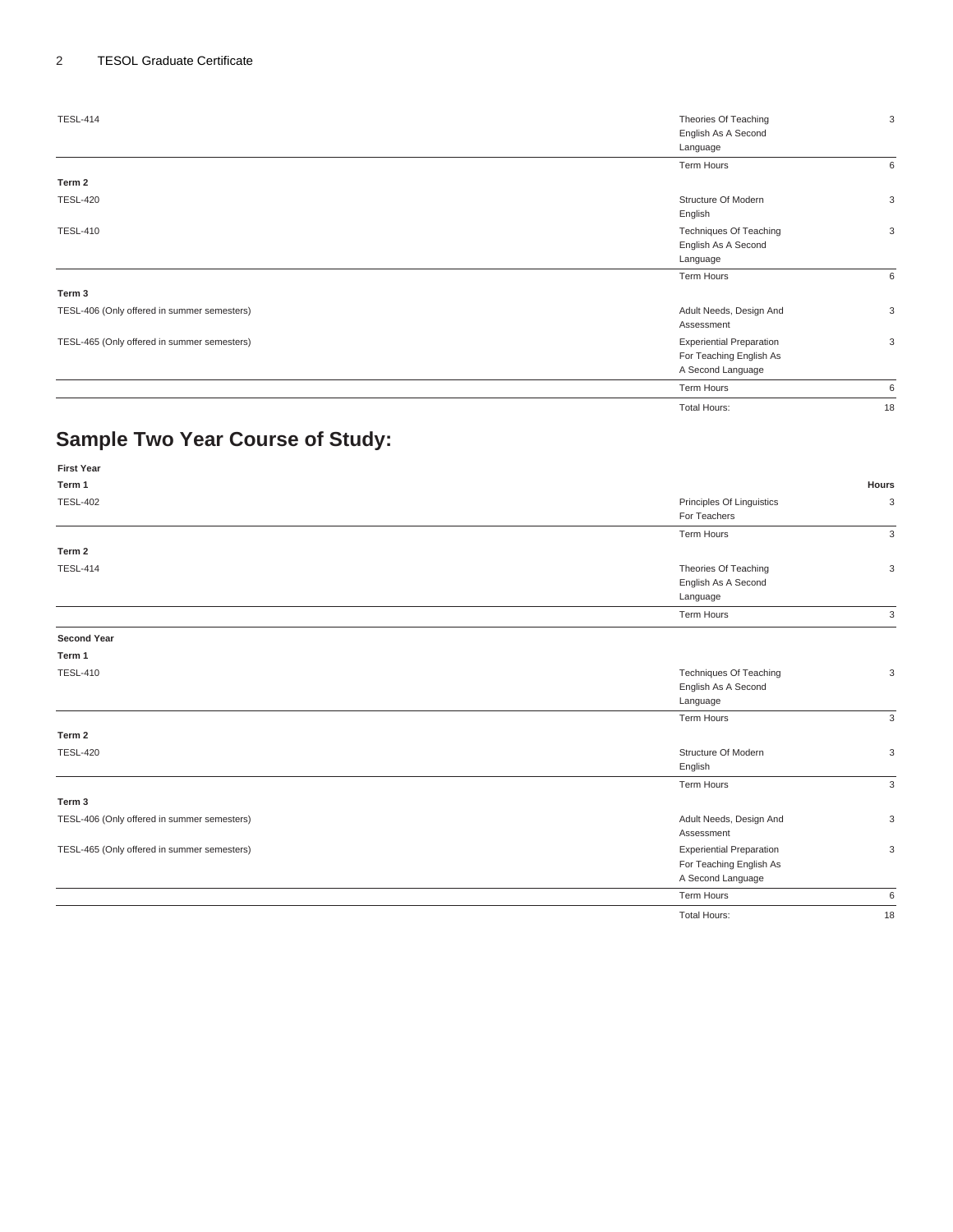| | | |
|---|---|---|
| TESL-414 | Theories Of Teaching English As A Second Language | 3 |
| | Term Hours | 6 |
| **Term 2** | | |
| TESL-420 | Structure Of Modern English | 3 |
| TESL-410 | Techniques Of Teaching English As A Second Language | 3 |
| | Term Hours | 6 |
| **Term 3** | | |
| TESL-406 (Only offered in summer semesters) | Adult Needs, Design And Assessment | 3 |
| TESL-465 (Only offered in summer semesters) | Experiential Preparation For Teaching English As A Second Language | 3 |
| | Term Hours | 6 |
| | Total Hours: | 18 |

## Sample Two Year Course of Study:

| | | |
|---|---|---|
| **First Year** | | |
| **Term 1** | | **Hours** |
| TESL-402 | Principles Of Linguistics For Teachers | 3 |
| | Term Hours | 3 |
| **Term 2** | | |
| TESL-414 | Theories Of Teaching English As A Second Language | 3 |
| | Term Hours | 3 |
| **Second Year** | | |
| **Term 1** | | |
| TESL-410 | Techniques Of Teaching English As A Second Language | 3 |
| | Term Hours | 3 |
| **Term 2** | | |
| TESL-420 | Structure Of Modern English | 3 |
| | Term Hours | 3 |
| **Term 3** | | |
| TESL-406 (Only offered in summer semesters) | Adult Needs, Design And Assessment | 3 |
| TESL-465 (Only offered in summer semesters) | Experiential Preparation For Teaching English As A Second Language | 3 |
| | Term Hours | 6 |
| | Total Hours: | 18 |